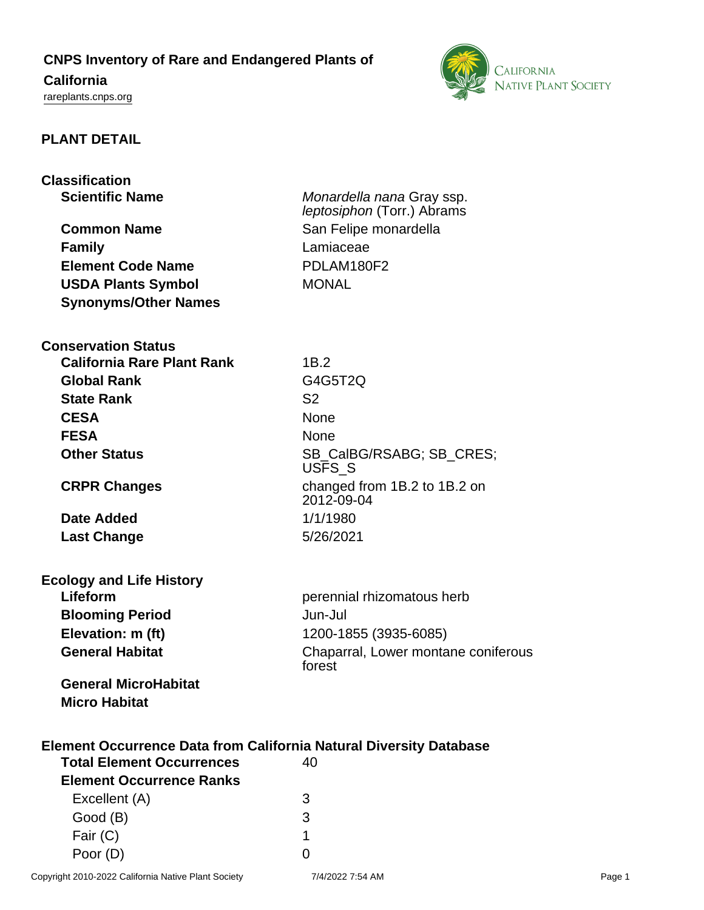# CNPS Inventory of Rare and Endangered Plants of California

rareplants.cnps.org

## PLANT DETAIL

### Classification

| | |
|---|---|
| **Scientific Name** | *Monardella nana* Gray ssp. *leptosiphon* (Torr.) Abrams |
| **Common Name** | San Felipe monardella |
| **Family** | Lamiaceae |
| **Element Code Name** | PDLAM180F2 |
| **USDA Plants Symbol** | MONAL |
| **Synonyms/Other Names** | |

### Conservation Status

| | |
|---|---|
| **California Rare Plant Rank** | 1B.2 |
| **Global Rank** | G4G5T2Q |
| **State Rank** | S2 |
| **CESA** | None |
| **FESA** | None |
| **Other Status** | SB_CalBG/RSABG; SB_CRES; USFS_S |
| **CRPR Changes** | changed from 1B.2 to 1B.2 on 2012-09-04 |
| **Date Added** | 1/1/1980 |
| **Last Change** | 5/26/2021 |

### Ecology and Life History

| | |
|---|---|
| **Lifeform** | perennial rhizomatous herb |
| **Blooming Period** | Jun-Jul |
| **Elevation: m (ft)** | 1200-1855 (3935-6085) |
| **General Habitat** | Chaparral, Lower montane coniferous forest |
| **General MicroHabitat** | |
| **Micro Habitat** | |

### Element Occurrence Data from California Natural Diversity Database

| | |
|---|---|
| **Total Element Occurrences** | 40 |
| **Element Occurrence Ranks** | |
| Excellent (A) | 3 |
| Good (B) | 3 |
| Fair (C) | 1 |
| Poor (D) | 0 |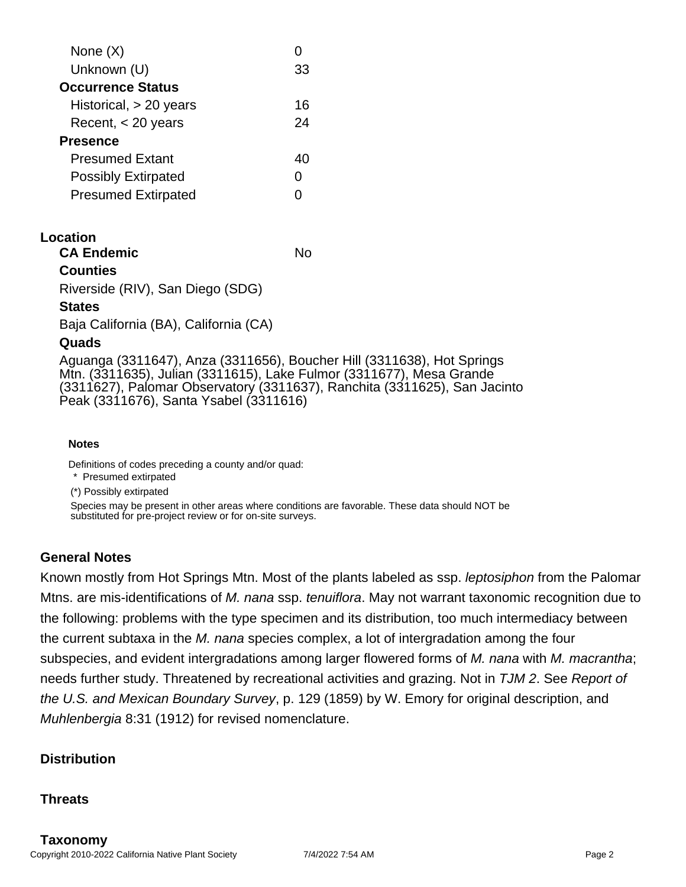| | |
|---|---|
| None (X) | 0 |
| Unknown (U) | 33 |
| **Occurrence Status** | |
| Historical, > 20 years | 16 |
| Recent, < 20 years | 24 |
| **Presence** | |
| Presumed Extant | 40 |
| Possibly Extirpated | 0 |
| Presumed Extirpated | 0 |

## Location

**CA Endemic** No

**Counties**

Riverside (RIV), San Diego (SDG)

**States**

Baja California (BA), California (CA)

**Quads**

Aguanga (3311647), Anza (3311656), Boucher Hill (3311638), Hot Springs Mtn. (3311635), Julian (3311615), Lake Fulmor (3311677), Mesa Grande (3311627), Palomar Observatory (3311637), Ranchita (3311625), San Jacinto Peak (3311676), Santa Ysabel (3311616)

**Notes**

Definitions of codes preceding a county and/or quad:

\* Presumed extirpated

(*) Possibly extirpated

Species may be present in other areas where conditions are favorable. These data should NOT be substituted for pre-project review or for on-site surveys.

## General Notes

Known mostly from Hot Springs Mtn. Most of the plants labeled as ssp. *leptosiphon* from the Palomar Mtns. are mis-identifications of *M. nana* ssp. *tenuiflora*. May not warrant taxonomic recognition due to the following: problems with the type specimen and its distribution, too much intermediacy between the current subtaxa in the *M. nana* species complex, a lot of intergradation among the four subspecies, and evident intergradations among larger flowered forms of *M. nana* with *M. macrantha*; needs further study. Threatened by recreational activities and grazing. Not in *TJM 2*. See *Report of the U.S. and Mexican Boundary Survey*, p. 129 (1859) by W. Emory for original description, and *Muhlenbergia* 8:31 (1912) for revised nomenclature.

## Distribution

## Threats

## Taxonomy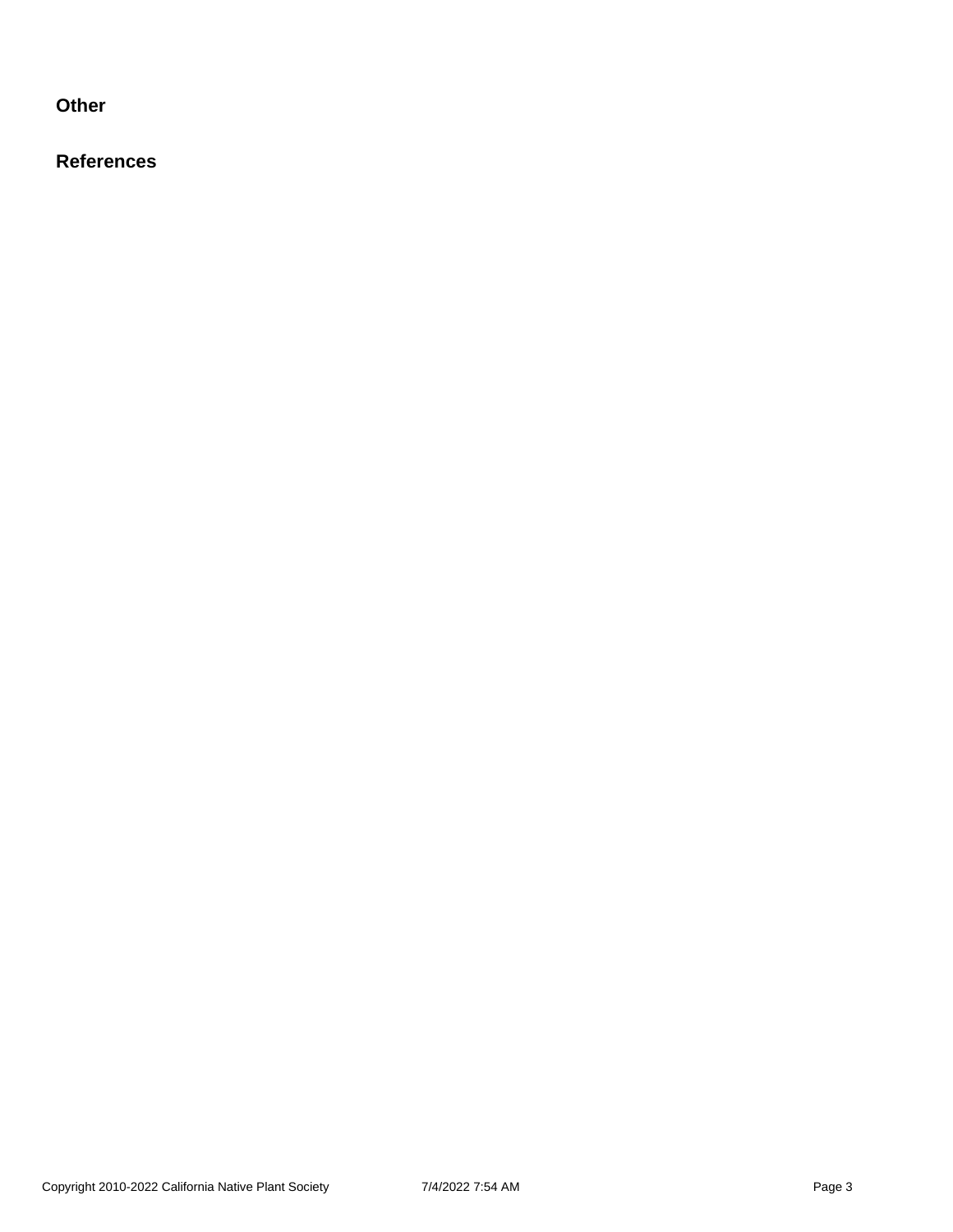## Other

## References